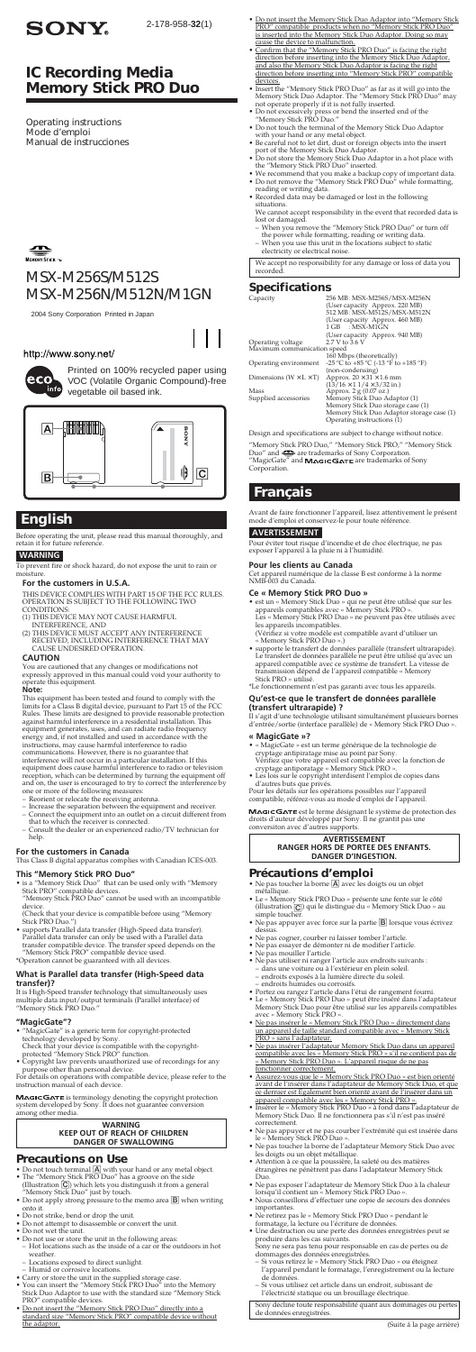SONY

2-178-958-**32**(1)

# IC Recording Media Memory Stick PRO Duo

Operating instructions
Mode d'emploi
Manual de instrucciones

MSX-M256S/M512S
MSX-M256N/M512N/M1GN

2004 Sony Corporation Printed in Japan

http://www.sony.net/

Printed on 100% recycled paper using VOC (Volatile Organic Compound)-free vegetable oil based ink.

A B C

# English

Before operating the unit, please read this manual thoroughly, and retain it for future reference.

## WARNING

To prevent fire or shock hazard, do not expose the unit to rain or moisture.

### For the customers in U.S.A.

THIS DEVICE COMPLIES WITH PART 15 OF THE FCC RULES. OPERATION IS SUBJECT TO THE FOLLOWING TWO CONDITIONS:
(1) THIS DEVICE MAY NOT CAUSE HARMFUL INTERFERENCE, AND
(2) THIS DEVICE MUST ACCEPT ANY INTERFERENCE RECEIVED, INCLUDING INTERFERENCE THAT MAY CAUSE UNDESIRED OPERATION.

### CAUTION

You are cautioned that any changes or modifications not expressly approved in this manual could void your authority to operate this equipment.

**Note:**

This equipment has been tested and found to comply with the limits for a Class B digital device, pursuant to Part 15 of the FCC Rules. These limits are designed to provide reasonable protection against harmful interference in a residential installation. This equipment generates, uses, and can radiate radio frequency energy and, if not installed and used in accordance with the instructions, may cause harmful interference to radio communications. However, there is no guarantee that interference will not occur in a particular installation. If this equipment does cause harmful interference to radio or television reception, which can be determined by turning the equipment off and on, the user is encouraged to try to correct the interference by one or more of the following measures:

- Reorient or relocate the receiving antenna.
- Increase the separation between the equipment and receiver.
- Connect the equipment into an outlet on a circuit different from that to which the receiver is connected.
- Consult the dealer or an experienced radio/TV technician for help.

### For the customers in Canada

This Class B digital apparatus complies with Canadian ICES-003.

### This "Memory Stick PRO Duo"

- is a "Memory Stick Duo" that can be used only with "Memory Stick PRO" compatible devices.
  "Memory Stick PRO Duo" cannot be used with an incompatible device.
  (Check that your device is compatible before using "Memory Stick PRO Duo.")
- supports Parallel data transfer (High-Speed data transfer). Parallel data transfer can only be used with a Parallel data transfer compatible device. The transfer speed depends on the "Memory Stick PRO" compatible device used.

*Operation cannot be guaranteed with all devices.

### What is Parallel data transfer (High-Speed data transfer)?

It is High-Speed transfer technology that simultaneously uses multiple data input/output terminals (Parallel interface) of "Memory Stick PRO Duo."

### "MagicGate"?

- "MagicGate" is a generic term for copyright-protected technology developed by Sony.
  Check that your device is compatible with the copyright-protected "Memory Stick PRO" function.
- Copyright law prevents unauthorized use of recordings for any purpose other than personal device.

For details on operations with compatible device, please refer to the instruction manual of each device.

MAGICGATE is terminology denoting the copyright protection system developed by Sony. It does not guarantee conversion among other media.

**WARNING**
**KEEP OUT OF REACH OF CHILDREN**
**DANGER OF SWALLOWING**

## Precautions on Use

- Do not touch terminal A with your hand or any metal object.
- The "Memory Stick PRO Duo" has a groove on the side (illustration C) which lets you distinguish it from a general "Memory Stick Duo" just by touch.
- Do not apply strong pressure to the memo area B when writing onto it.
- Do not strike, bend or drop the unit.
- Do not attempt to disassemble or convert the unit.
- Do not wet the unit.
- Do not use or store the unit in the following areas:
  - Hot locations such as the inside of a car or the outdoors in hot weather.
  - Locations exposed to direct sunlight.
  - Humid or corrosive locations.
- Carry or store the unit in the supplied storage case.
- You can insert the "Memory Stick PRO Duo" into the Memory Stick Duo Adaptor to use with the standard size "Memory Stick PRO" compatible devices.
- Do not insert the "Memory Stick PRO Duo" directly into a standard size "Memory Stick PRO" compatible device without the adaptor.
- Do not insert the Memory Stick Duo Adaptor into "Memory Stick PRO" compatible products when no "Memory Stick PRO Duo" is inserted into the Memory Stick Duo Adaptor. Doing so may cause the device to malfunction.
- Confirm that the "Memory Stick PRO Duo" is facing the right direction before inserting into the Memory Stick Duo Adaptor, and also the Memory Stick Duo Adaptor is facing the right direction before inserting into "Memory Stick PRO" compatible devices.
- Insert the "Memory Stick PRO Duo" as far as it will go into the Memory Stick Duo Adaptor. The "Memory Stick PRO Duo" may not operate properly if it is not fully inserted.
- Do not excessively press or bend the inserted end of the "Memory Stick PRO Duo."
- Do not touch the terminal of the Memory Stick Duo Adaptor with your hand or any metal object.
- Be careful not to let dirt, dust or foreign objects into the insert part of the Memory Stick Duo Adaptor.
- Do not store the Memory Stick Duo Adaptor in a hot place with the "Memory Stick PRO Duo" inserted.
- We recommend that you make a backup copy of important data.
- Do not remove the "Memory Stick PRO Duo" while formatting, reading or writing data.
- Recorded data may be damaged or lost in the following situations.
  We cannot accept responsibility in the event that recorded data is lost or damaged.
  - When you remove the "Memory Stick PRO Duo" or turn off the power while formatting, reading or writing data.
  - When you use this unit in the locations subject to static electricity or electrical noise.

We accept no responsibility for any damage or loss of data you recorded.

## Specifications

| | |
|---|---|
| Capacity | 256 MB: MSX-M256S/MSX-M256N (User capacity Approx. 220 MB) |
| | 512 MB: MSX-M512S/MSX-M512N (User capacity Approx. 460 MB) |
| | 1 GB : MSX-M1GN (User capacity Approx. 940 MB) |
| Maximum communication speed | 160 Mbps (theoretically) |
| Operating voltage | 2.7 V to 3.6 V |
| Operating environment | -25 °C to +85 °C (-13 °F to +185 °F) (non-condensing) |
| Dimensions (W × L × T) | Approx. 20 × 31 × 1.6 mm (13/16 × 1 1/4 × 3/32 in.) |
| Mass | Approx. 2 g (0.07 oz.) |
| Supplied accessories | Memory Stick Duo Adaptor (1) |
| | Memory Stick Duo storage case (1) |
| | Memory Stick Duo Adaptor storage case (1) |
| | Operating instructions (1) |

Design and specifications are subject to change without notice.

"Memory Stick PRO Duo," "Memory Stick PRO," "Memory Stick Duo" and are trademarks of Sony Corporation.
"MagicGate" and MAGICGATE are trademarks of Sony Corporation.

# Français

Avant de faire fonctionner l'appareil, lisez attentivement le présent mode d'emploi et conservez-le pour toute référence.

## AVERTISSEMENT

Pour éviter tout risque d'incendie et de choc électrique, ne pas exposer l'appareil à la pluie ni à l'humidité.

### Pour les clients au Canada

Cet appareil numérique de la classe B est conforme à la norme NMB-003 du Canada.

### Ce « Memory Stick PRO Duo »

- est un « Memory Stick Duo » qui ne peut être utilisé que sur les appareils compatibles avec « Memory Stick PRO ».
  Les « Memory Stick PRO Duo » ne peuvent pas être utilisés avec les appareils incompatibles.
  (Vérifiez si votre modèle est compatible avant d'utiliser un « Memory Stick PRO Duo ».)
- supporte le transfert de données parallèle (transfert ultrarapide). Le transfert de données parallèle ne peut être utilisé qu'avec un appareil compatible avec ce système de transfert. La vitesse de transmission dépend de l'appareil compatible « Memory Stick PRO » utilisé.

*Le fonctionnement n'est pas garanti avec tous les appareils.

### Qu'est-ce que le transfert de données parallèle (transfert ultrarapide) ?

Il s'agit d'une technologie utilisant simultanément plusieurs bornes d'entrée/sortie (interface parallèle) de « Memory Stick PRO Duo ».

### « MagicGate »?

- « MagicGate » est un terme générique de la technologie de cryptage antipiratage mise au point par Sony.
  Vérifiez que votre appareil est compatible avec la fonction de cryptage antipiratage « Memory Stick PRO ».
- Les lois sur le copyright interdisent l'emploi de copies dans d'autres buts que privés.

Pour les détails sur les opérations possibles sur l'appareil compatible, référez-vous au mode d'emploi de l'appareil.

MAGICGATE est le terme désignant le système de protection des droits d'auteur développé par Sony. Il ne garantit pas une conversion avec d'autres supports.

**AVERTISSEMENT**
**RANGER HORS DE PORTEE DES ENFANTS.**
**DANGER D'INGESTION.**

## Précautions d'emploi

- Ne pas toucher la borne A avec les doigts ou un objet métallique.
- Le « Memory Stick PRO Duo » présente une fente sur le côté (illustration C) qui le distingue du « Memory Stick Duo » au simple toucher.
- Ne pas appuyer avec force sur la partie B lorsque vous écrivez dessus.
- Ne pas cogner, courber ni laisser tomber l'article.
- Ne pas essayer de démonter ni de modifier l'article.
- Ne pas mouiller l'article.
- Ne pas utiliser ni ranger l'article aux endroits suivants :
  - dans une voiture ou à l'extérieur en plein soleil.
  - endroits exposés à la lumière directe du soleil.
  - endroits humides ou corrosifs.
- Portez ou rangez l'article dans l'étui de rangement fourni.
- Le « Memory Stick PRO Duo » peut être inséré dans l'adaptateur Memory Stick Duo pour être utilisé sur les appareils compatibles avec « Memory Stick PRO ».
- Ne pas insérer le « Memory Stick PRO Duo » directement dans un appareil de taille standard compatible avec « Memory Stick PRO » sans l'adaptateur.
- Ne pas insérer l'adaptateur Memory Stick Duo dans un appareil compatible avec les « Memory Stick PRO » s'il ne contient pas de « Memory Stick PRO Duo ». L'appareil risque de ne pas fonctionner correctement.
- Assurez-vous que le « Memory Stick PRO Duo » est bien orienté avant de l'insérer dans l'adaptateur de Memory Stick Duo, et que ce dernier est également bien orienté avant de l'insérer dans un appareil compatible avec les « Memory Stick PRO ».
- Insérer le « Memory Stick PRO Duo » à fond dans l'adaptateur de Memory Stick Duo. Il ne fonctionnera pas s'il n'est pas inséré correctement.
- Ne pas appuyer et ne pas courber l'extrémité qui est insérée dans le « Memory Stick PRO Duo ».
- Ne pas toucher la borne de l'adaptateur Memory Stick Duo avec les doigts ou un objet métallique.
- Attention à ce que la poussière, la saleté ou des matières étrangères ne pénètrent pas dans l'adaptateur Memory Stick Duo.
- Ne pas exposer l'adaptateur de Memory Stick Duo à la chaleur lorsqu'il contient un « Memory Stick PRO Duo ».
- Nous conseillons d'effectuer une copie de secours des données importantes.
- Ne retirez pas le « Memory Stick PRO Duo » pendant le formatage, la lecture ou l'écriture de données.
- Une destruction ou une perte des données enregistrées peut se produire dans les cas suivants.
  Sony ne sera pas tenu pour responsable en cas de pertes ou de dommages des données enregistrées.
  - Si vous retirez le « Memory Stick PRO Duo » ou éteignez l'appareil pendant le formatage, l'enregistrement ou la lecture de données.
  - Si vous utilisez cet article dans un endroit, subissant de l'électricité statique ou un brouillage électrique.

Sony décline toute responsabilité quant aux dommages ou pertes de données enregistrées.

(Suite à la page arrière)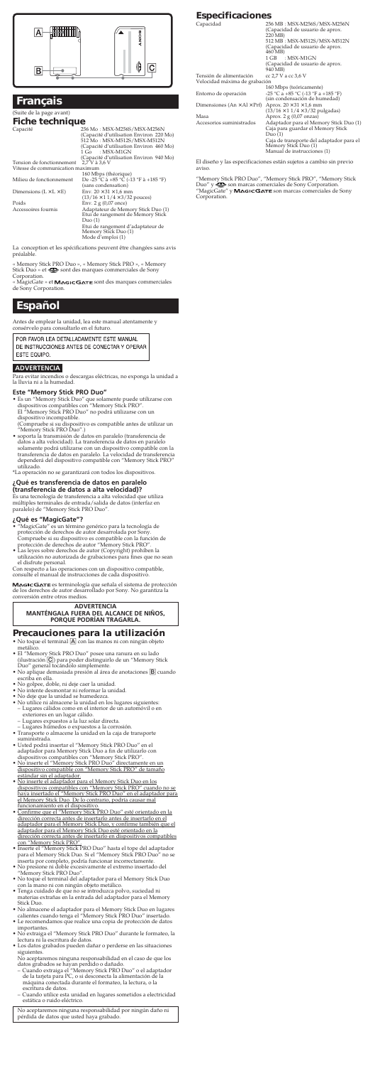# Français

(Suite de la page avant)

## Fiche technique

| | |
|---|---|
| Capacité | 256 Mo : MSX-M256S/MSX-M256N (Capacité d'utilisation Environ 220 Mo) |
| | 512 Mo : MSX-M512S/MSX-M512N (Capacité d'utilisation Environ 460 Mo) |
| | 1 Go : MSX-M1GN (Capacité d'utilisation Environ 940 Mo) |
| Tension de fonctionnement | 2,7 V à 3,6 V |
| Vitesse de communication maximum | 160 Mbps (théorique) |
| Milieu de fonctionnement | De -25 °C à +85 °C (-13 °F à +185 °F) (sans condensation) |
| Dimensions (L × L × E) | Env. 20 × 31 × 1,6 mm (13/16 × 1 1/4 × 3/32 pouces) |
| Poids | Env. 2 g (0,07 once) |
| Accessoires fournis | Adaptateur de Memory Stick Duo (1) |
| | Etui de rangement de Memory Stick Duo (1) |
| | Etui de rangement d'adaptateur de Memory Stick Duo (1) |
| | Mode d'emploi (1) |

La conception et les spécifications peuvent être changées sans avis préalable.

« Memory Stick PRO Duo », « Memory Stick PRO », « Memory Stick Duo » et sont des marques commerciales de Sony Corporation.

« MagicGate » et MagicGate sont des marques commerciales de Sony Corporation.

# Español

Antes de emplear la unidad, lea este manual atentamente y consérvelo para consultarlo en el futuro.

POR FAVOR LEA DETALLADAMENTE ESTE MANUAL DE INSTRUCCIONES ANTES DE CONECTAR Y OPERAR ESTE EQUIPO.

## ADVERTENCIA

Para evitar incendios o descargas eléctricas, no exponga la unidad a la lluvia ni a la humedad.

### Este "Memory Stick PRO Duo"

- Es un "Memory Stick Duo" que solamente puede utilizarse con dispositivos compatibles con "Memory Stick PRO". El "Memory Stick PRO Duo" no podrá utilizarse con un dispositivo incompatible. (Compruebe si su dispositivo es compatible antes de utilizar un "Memory Stick PRO Duo".)
- soporta la transmisión de datos en paralelo (transferencia de datos a alta velocidad). La transferencia de datos en paralelo solamente podrá utilizarse con un dispositivo compatible con la transferencia de datos en paralelo. La velocidad de transferencia dependerá del dispositivo compatible con "Memory Stick PRO" utilizado.

*La operación no se garantizará con todos los dispositivos.

### ¿Qué es transferencia de datos en paralelo (transferencia de datos a alta velocidad)?

Es una tecnología de transferencia a alta velocidad que utiliza múltiples terminales de entrada/salida de datos (interfaz en paralelo) de "Memory Stick PRO Duo".

### ¿Qué es "MagicGate"?

- "MagicGate" es un término genérico para la tecnología de protección de derechos de autor desarrollada por Sony. Compruebe si su dispositivo es compatible con la función de protección de derechos de autor "Memory Stick PRO".
- Las leyes sobre derechos de autor (Copyright) prohíben la utilización no autorizada de grabaciones para fines que no sean el disfrute personal.

Con respecto a las operaciones con un dispositivo compatible, consulte el manual de instrucciones de cada dispositivo.

MagicGate es terminología que señala el sistema de protección de los derechos de autor desarrollado por Sony. No garantiza la conversión entre otros medios.

**ADVERTENCIA**
**MANTÉNGALA FUERA DEL ALCANCE DE NIÑOS, PORQUE PODRÍAN TRAGARLA.**

## Precauciones para la utilización

- No toque el terminal A con las manos ni con ningún objeto metálico.
- El "Memory Stick PRO Duo" posee una ranura en su lado (ilustración C) para poder distinguirlo de un "Memory Stick Duo" general tocándolo simplemente.
- No aplique demasiada presión al área de anotaciones B cuando escriba en ella.
- No golpee, doble, ni deje caer la unidad.
- No intente desmontar ni reformar la unidad.
- No deje que la unidad se humedezca.
- No utilice ni almacene la unidad en los lugares siguientes:
  - Lugares cálidos como en el interior de un automóvil o en exteriores en un lugar cálido.
  - Lugares expuestos a la luz solar directa.
  - Lugares húmedos o expuestos a la corrosión.
- Transporte o almacene la unidad en la caja de transporte suministrada.
- Usted podrá insertar el "Memory Stick PRO Duo" en el adaptador para Memory Stick Duo a fin de utilizarlo con dispositivos compatibles con "Memory Stick PRO".
- No inserte el "Memory Stick PRO Duo" directamente en un dispositivo compatible con "Memory Stick PRO" de tamaño estándar sin el adaptador.
- No inserte el adaptador para el Memory Stick Duo en los dispositivos compatibles con "Memory Stick PRO" cuando no se haya insertado el "Memory Stick PRO Duo" en el adaptador para el Memory Stick Duo. De lo contrario, podría causar mal funcionamiento en el dispositivo.
- Confirme que el "Memory Stick PRO Duo" esté orientado en la dirección correcta antes de insertarlo antes de insertarlo en el adaptador para el Memory Stick Duo, y confirme también que el adaptador para el Memory Stick Duo esté orientado en la dirección correcta antes de insertarlo en dispositivos compatibles con "Memory Stick PRO".
- Inserte el "Memory Stick PRO Duo" hasta el tope del adaptador para el Memory Stick Duo. Si el "Memory Stick PRO Duo" no se inserta por completo, podría funcionar incorrectamente.
- No presione ni doble excesivamente el extremo insertado del "Memory Stick PRO Duo".
- No toque el terminal del adaptador para el Memory Stick Duo con la mano ni con ningún objeto metálico.
- Tenga cuidado de que no se introduzca polvo, suciedad ni materias extrañas en la entrada del adaptador para el Memory Stick Duo.
- No almacene el adaptador para el Memory Stick Duo en lugares calientes cuando tenga el "Memory Stick PRO Duo" insertado.
- Le recomendamos que realice una copia de protección de datos importantes.
- No extraiga el "Memory Stick PRO Duo" durante le formateo, la lectura ni la escritura de datos.
- Los datos grabados pueden dañar o perderse en las situaciones siguientes.
  No aceptaremos ninguna responsabilidad en el caso de que los datos grabados se hayan perdido o dañado.
  - Cuando extraiga el "Memory Stick PRO Duo" o el adaptador de la tarjeta para PC, o si desconecta la alimentación de la máquina conectada durante el formateo, la lectura, o la escritura de datos.
  - Cuando utilice esta unidad en lugares sometidos a electricidad estática o ruido eléctrico.

No aceptaremos ninguna responsabilidad por ningún daño ni pérdida de datos que usted haya grabado.

## Especificaciones

| | |
|---|---|
| Capacidad | 256 MB : MSX-M256S/MSX-M256N (Capacidad de usuario de aprox. 220 MB) |
| | 512 MB : MSX-M512S/MSX-M512N (Capacidad de usuario de aprox. 460 MB) |
| | 1 GB : MSX-M1GN (Capacidad de usuario de aprox. 940 MB) |
| Tensión de alimentación | cc 2,7 V a cc 3,6 V |
| Velocidad máxima de grabación | 160 Mbps (teóricamente) |
| Entorno de operación | -25 °C a +85 °C (-13 °F a +185 °F) (sin condensación de humedad) |
| Dimensiones (An × Al × Prf) | Aprox. 20 × 31 × 1,6 mm (13/16 × 1 1/4 × 3/32 pulgadas) |
| Masa | Aprox. 2 g (0,07 onzas) |
| Accesorios suministrados | Adaptador para el Memory Stick Duo (1) |
| | Caja para guardar el Memory Stick Duo (1) |
| | Caja de transporte del adaptador para el Memory Stick Duo (1) |
| | Manual de instrucciones (1) |

El diseño y las especificaciones están sujetos a cambio sin previo aviso.

"Memory Stick PRO Duo", "Memory Stick PRO", "Memory Stick Duo" y son marcas comerciales de Sony Corporation.

"MagicGate" y MagicGate son marcas comerciales de Sony Corporation.